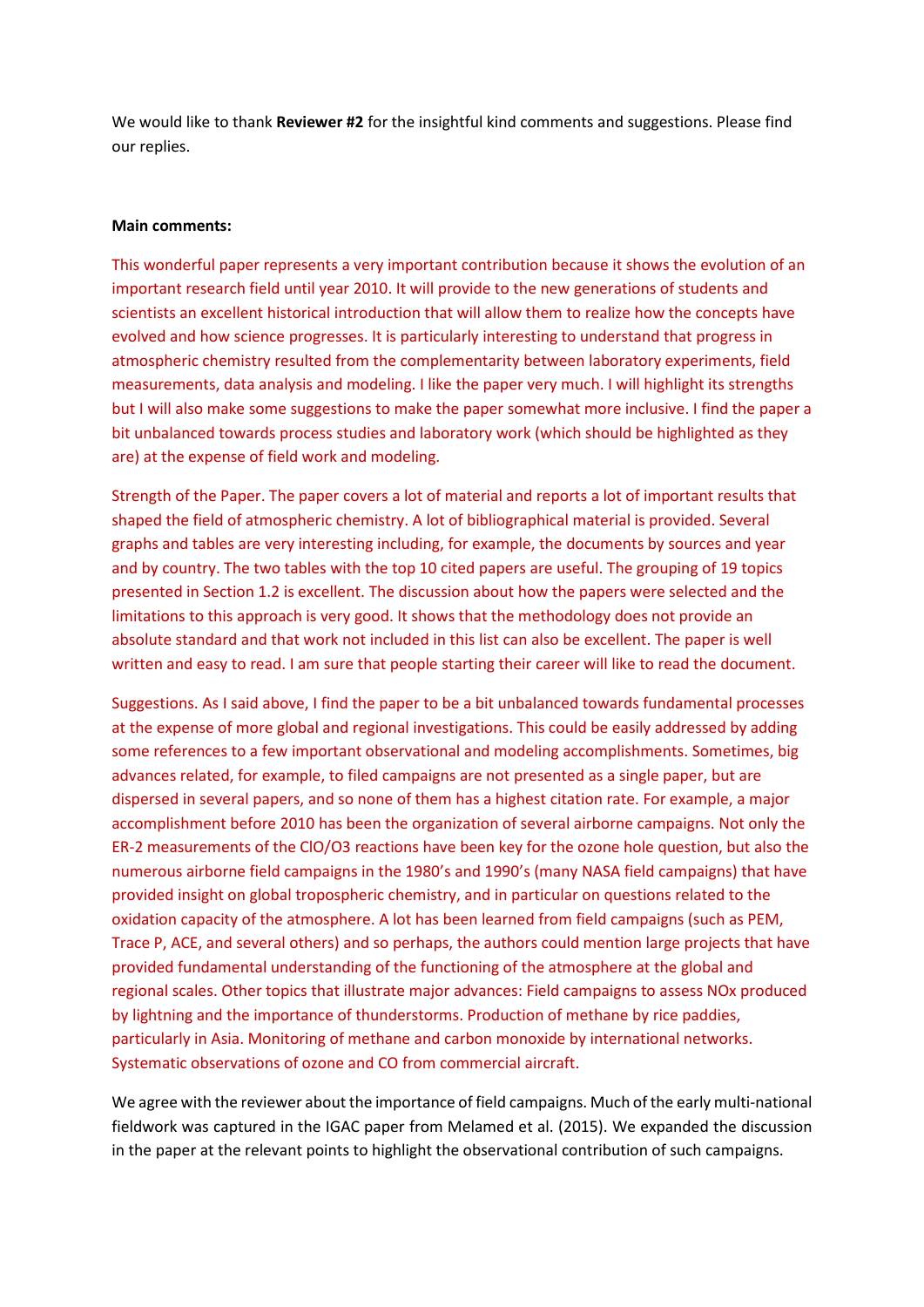We would like to thank **Reviewer #2** for the insightful kind comments and suggestions. Please find our replies.

**Main comments:**

This wonderful paper represents a very important contribution because it shows the evolution of an important research field until year 2010. It will provide to the new generations of students and scientists an excellent historical introduction that will allow them to realize how the concepts have evolved and how science progresses. It is particularly interesting to understand that progress in atmospheric chemistry resulted from the complementarity between laboratory experiments, field measurements, data analysis and modeling. I like the paper very much. I will highlight its strengths but I will also make some suggestions to make the paper somewhat more inclusive. I find the paper a bit unbalanced towards process studies and laboratory work (which should be highlighted as they are) at the expense of field work and modeling.

Strength of the Paper. The paper covers a lot of material and reports a lot of important results that shaped the field of atmospheric chemistry. A lot of bibliographical material is provided. Several graphs and tables are very interesting including, for example, the documents by sources and year and by country. The two tables with the top 10 cited papers are useful. The grouping of 19 topics presented in Section 1.2 is excellent. The discussion about how the papers were selected and the limitations to this approach is very good. It shows that the methodology does not provide an absolute standard and that work not included in this list can also be excellent. The paper is well written and easy to read. I am sure that people starting their career will like to read the document.

Suggestions. As I said above, I find the paper to be a bit unbalanced towards fundamental processes at the expense of more global and regional investigations. This could be easily addressed by adding some references to a few important observational and modeling accomplishments. Sometimes, big advances related, for example, to filed campaigns are not presented as a single paper, but are dispersed in several papers, and so none of them has a highest citation rate. For example, a major accomplishment before 2010 has been the organization of several airborne campaigns. Not only the ER-2 measurements of the ClO/O3 reactions have been key for the ozone hole question, but also the numerous airborne field campaigns in the 1980's and 1990's (many NASA field campaigns) that have provided insight on global tropospheric chemistry, and in particular on questions related to the oxidation capacity of the atmosphere. A lot has been learned from field campaigns (such as PEM, Trace P, ACE, and several others) and so perhaps, the authors could mention large projects that have provided fundamental understanding of the functioning of the atmosphere at the global and regional scales. Other topics that illustrate major advances: Field campaigns to assess NOx produced by lightning and the importance of thunderstorms. Production of methane by rice paddies, particularly in Asia. Monitoring of methane and carbon monoxide by international networks. Systematic observations of ozone and CO from commercial aircraft.

We agree with the reviewer about the importance of field campaigns. Much of the early multi-national fieldwork was captured in the IGAC paper from Melamed et al. (2015). We expanded the discussion in the paper at the relevant points to highlight the observational contribution of such campaigns.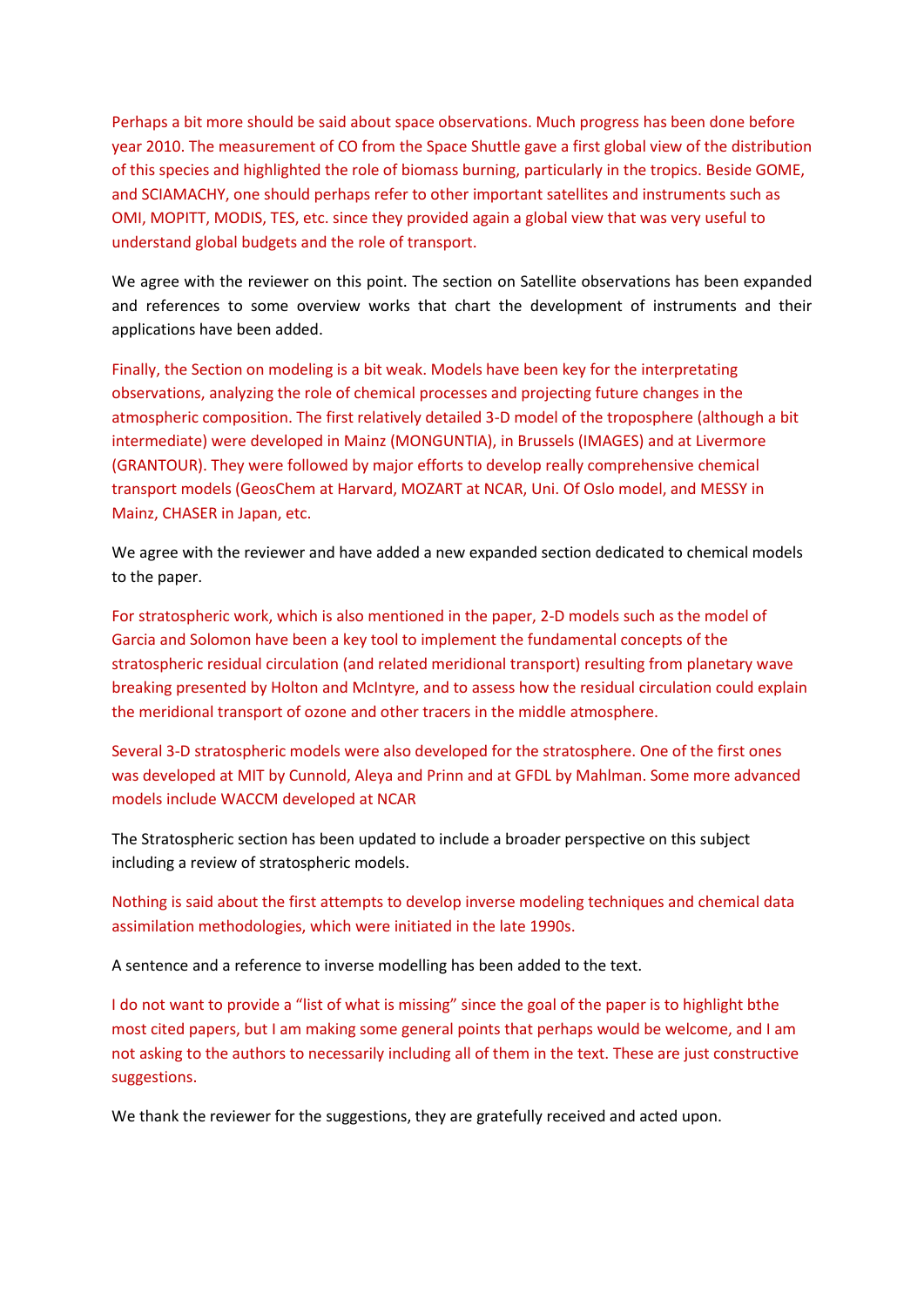Perhaps a bit more should be said about space observations. Much progress has been done before year 2010. The measurement of CO from the Space Shuttle gave a first global view of the distribution of this species and highlighted the role of biomass burning, particularly in the tropics. Beside GOME, and SCIAMACHY, one should perhaps refer to other important satellites and instruments such as OMI, MOPITT, MODIS, TES, etc. since they provided again a global view that was very useful to understand global budgets and the role of transport.

We agree with the reviewer on this point. The section on Satellite observations has been expanded and references to some overview works that chart the development of instruments and their applications have been added.

Finally, the Section on modeling is a bit weak. Models have been key for the interpretating observations, analyzing the role of chemical processes and projecting future changes in the atmospheric composition. The first relatively detailed 3-D model of the troposphere (although a bit intermediate) were developed in Mainz (MONGUNTIA), in Brussels (IMAGES) and at Livermore (GRANTOUR). They were followed by major efforts to develop really comprehensive chemical transport models (GeosChem at Harvard, MOZART at NCAR, Uni. Of Oslo model, and MESSY in Mainz, CHASER in Japan, etc.

We agree with the reviewer and have added a new expanded section dedicated to chemical models to the paper.

For stratospheric work, which is also mentioned in the paper, 2-D models such as the model of Garcia and Solomon have been a key tool to implement the fundamental concepts of the stratospheric residual circulation (and related meridional transport) resulting from planetary wave breaking presented by Holton and McIntyre, and to assess how the residual circulation could explain the meridional transport of ozone and other tracers in the middle atmosphere.

Several 3-D stratospheric models were also developed for the stratosphere. One of the first ones was developed at MIT by Cunnold, Aleya and Prinn and at GFDL by Mahlman. Some more advanced models include WACCM developed at NCAR

The Stratospheric section has been updated to include a broader perspective on this subject including a review of stratospheric models.

Nothing is said about the first attempts to develop inverse modeling techniques and chemical data assimilation methodologies, which were initiated in the late 1990s.

A sentence and a reference to inverse modelling has been added to the text.

I do not want to provide a "list of what is missing" since the goal of the paper is to highlight bthe most cited papers, but I am making some general points that perhaps would be welcome, and I am not asking to the authors to necessarily including all of them in the text. These are just constructive suggestions.

We thank the reviewer for the suggestions, they are gratefully received and acted upon.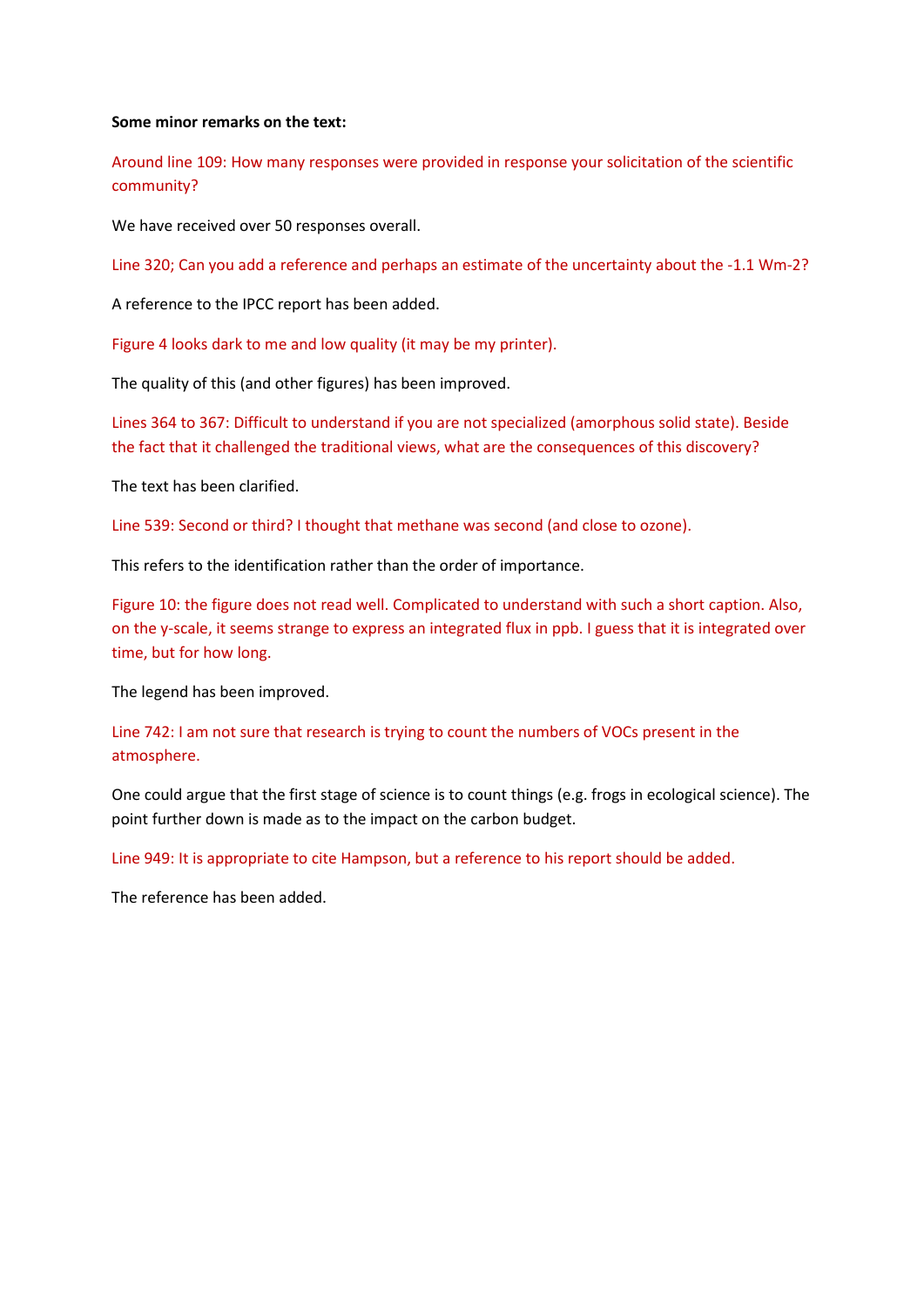**Some minor remarks on the text:**

Around line 109: How many responses were provided in response your solicitation of the scientific community?

We have received over 50 responses overall.

Line 320; Can you add a reference and perhaps an estimate of the uncertainty about the -1.1 $Wm^{-2}$?

A reference to the IPCC report has been added.

Figure 4 looks dark to me and low quality (it may be my printer).

The quality of this (and other figures) has been improved.

Lines 364 to 367: Difficult to understand if you are not specialized (amorphous solid state). Beside the fact that it challenged the traditional views, what are the consequences of this discovery?

The text has been clarified.

Line 539: Second or third? I thought that methane was second (and close to ozone).

This refers to the identification rather than the order of importance.

Figure 10: the figure does not read well. Complicated to understand with such a short caption. Also, on the y-scale, it seems strange to express an integrated flux in ppb. I guess that it is integrated over time, but for how long.

The legend has been improved.

Line 742: I am not sure that research is trying to count the numbers of VOCs present in the atmosphere.

One could argue that the first stage of science is to count things (e.g. frogs in ecological science). The point further down is made as to the impact on the carbon budget.

Line 949: It is appropriate to cite Hampson, but a reference to his report should be added.

The reference has been added.